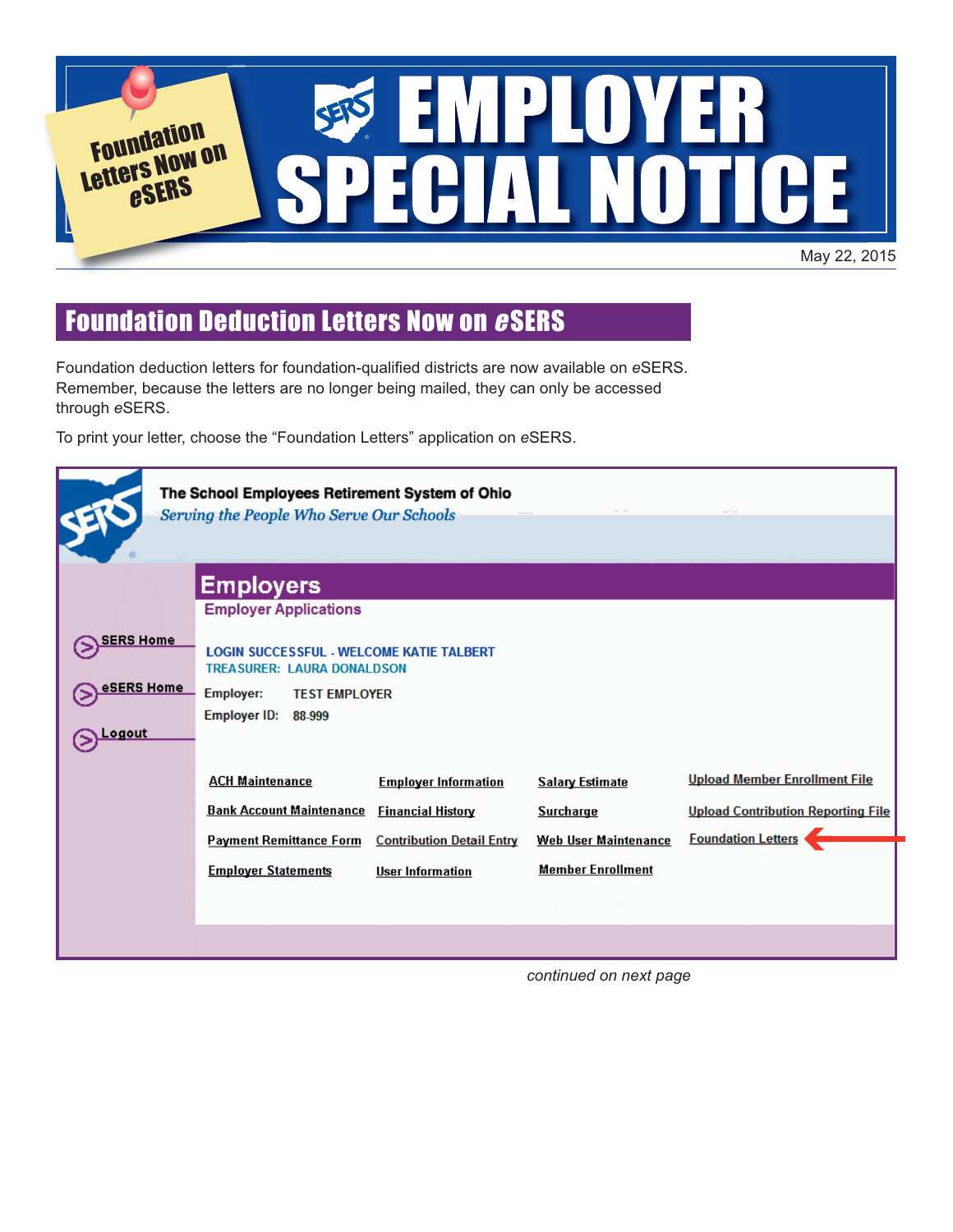Foundation Letters Now on *e*SERS

# EMPLOYER SPECIAL NOTICE

May 22, 2015

## Foundation Deduction Letters Now on *e*SERS

Foundation deduction letters for foundation-qualified districts are now available on *e*SERS. Remember, because the letters are no longer being mailed, they can only be accessed through *e*SERS.

To print your letter, choose the "Foundation Letters" application on *e*SERS.

The School Employees Retirement System of Ohio
*Serving the People Who Serve Our Schools*

**Employers**
Employer Applications

SERS Home
eSERS Home
Logout

LOGIN SUCCESSFUL - WELCOME KATIE TALBERT
TREASURER: LAURA DONALDSON

Employer: TEST EMPLOYER
Employer ID: 88-999

| | | | |
|---|---|---|---|
| ACH Maintenance | Employer Information | Salary Estimate | Upload Member Enrollment File |
| Bank Account Maintenance | Financial History | Surcharge | Upload Contribution Reporting File |
| Payment Remittance Form | Contribution Detail Entry | Web User Maintenance | Foundation Letters |
| Employer Statements | User Information | Member Enrollment | |

*continued on next page*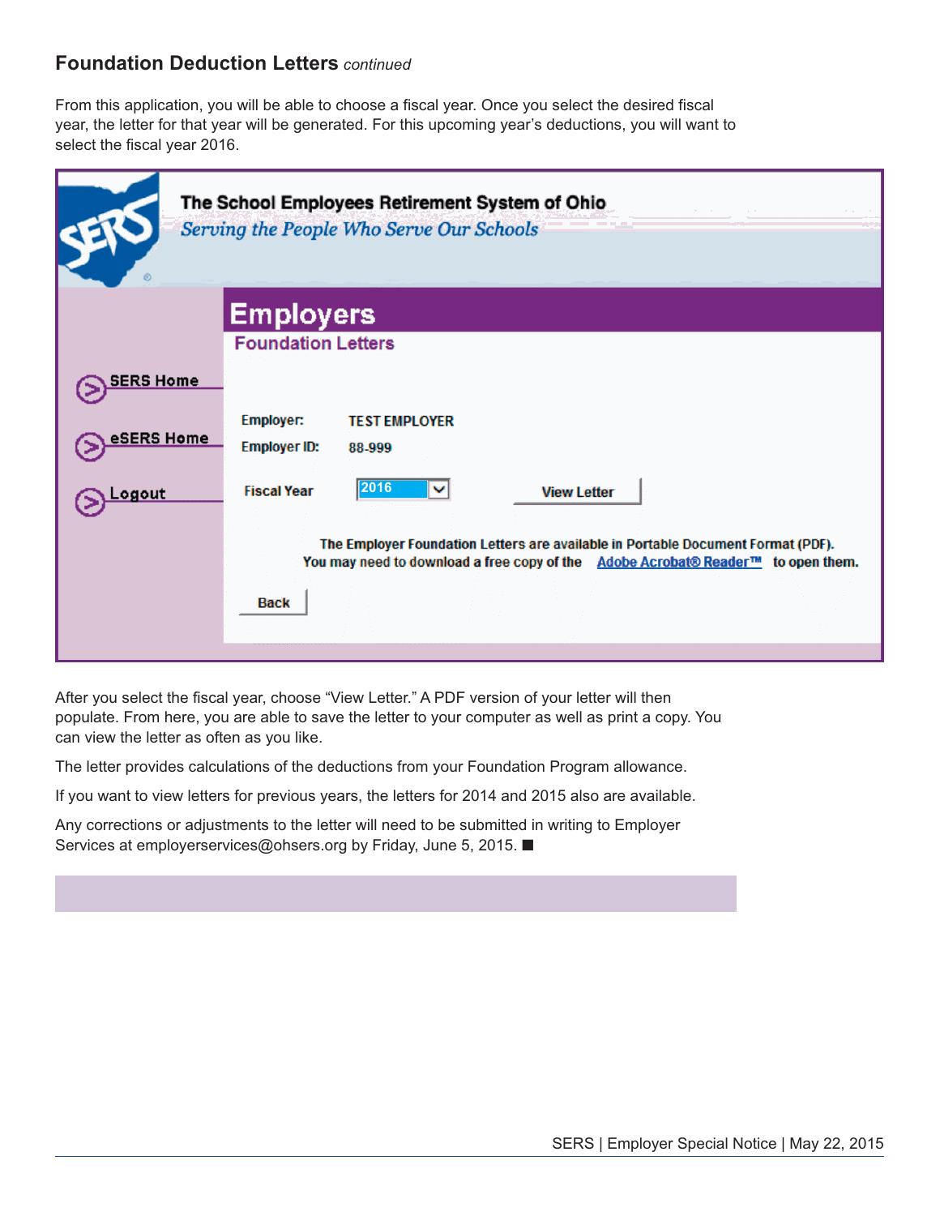## Foundation Deduction Letters *continued*

From this application, you will be able to choose a fiscal year. Once you select the desired fiscal year, the letter for that year will be generated. For this upcoming year's deductions, you will want to select the fiscal year 2016.

The School Employees Retirement System of Ohio

*Serving the People Who Serve Our Schools*

SERS Home

eSERS Home

Logout

**Employers**

**Foundation Letters**

Employer: TEST EMPLOYER

Employer ID: 88-999

Fiscal Year 2016 View Letter

The Employer Foundation Letters are available in Portable Document Format (PDF). You may need to download a free copy of the Adobe Acrobat® Reader™ to open them.

Back

After you select the fiscal year, choose "View Letter." A PDF version of your letter will then populate. From here, you are able to save the letter to your computer as well as print a copy. You can view the letter as often as you like.

The letter provides calculations of the deductions from your Foundation Program allowance.

If you want to view letters for previous years, the letters for 2014 and 2015 also are available.

Any corrections or adjustments to the letter will need to be submitted in writing to Employer Services at employerservices@ohsers.org by Friday, June 5, 2015. ■